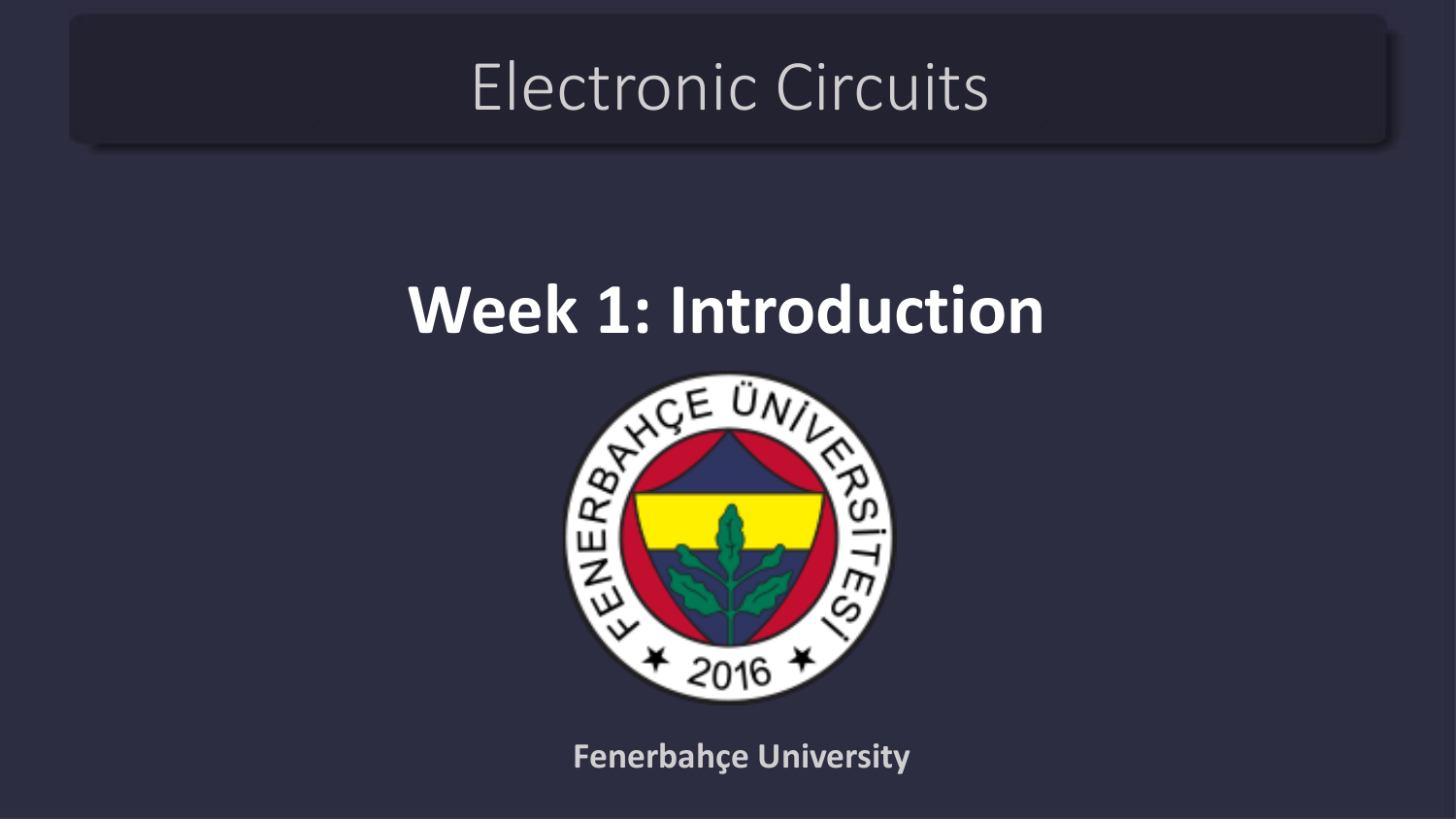# Electronic Circuits

## Week 1: Introduction

**Fenerbahçe University**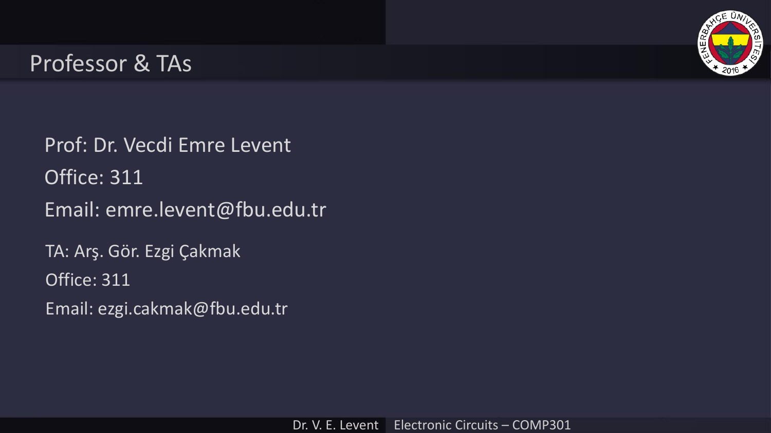# Professor & TAs

Prof: Dr. Vecdi Emre Levent

Office: 311

Email: emre.levent@fbu.edu.tr

TA: Arş. Gör. Ezgi Çakmak

Office: 311

Email: ezgi.cakmak@fbu.edu.tr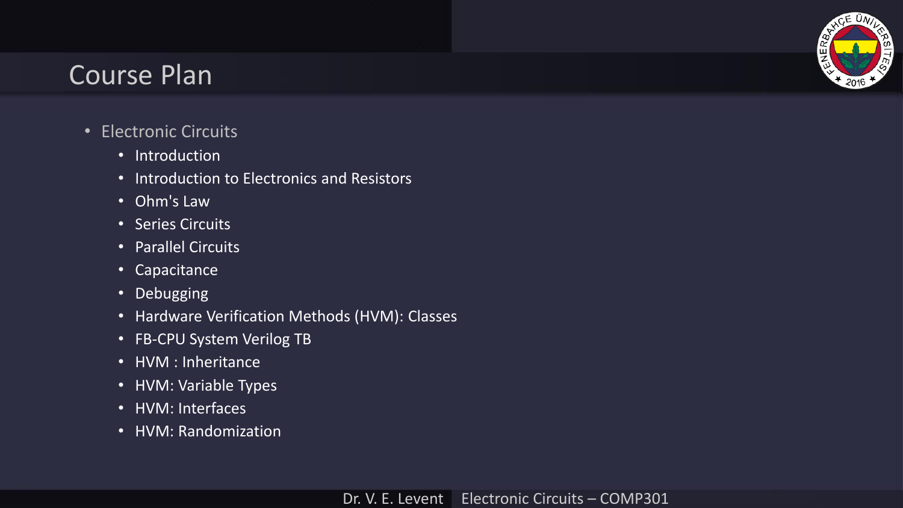# Course Plan

- Electronic Circuits
  - Introduction
  - Introduction to Electronics and Resistors
  - Ohm's Law
  - Series Circuits
  - Parallel Circuits
  - Capacitance
  - Debugging
  - Hardware Verification Methods (HVM): Classes
  - FB-CPU System Verilog TB
  - HVM : Inheritance
  - HVM: Variable Types
  - HVM: Interfaces
  - HVM: Randomization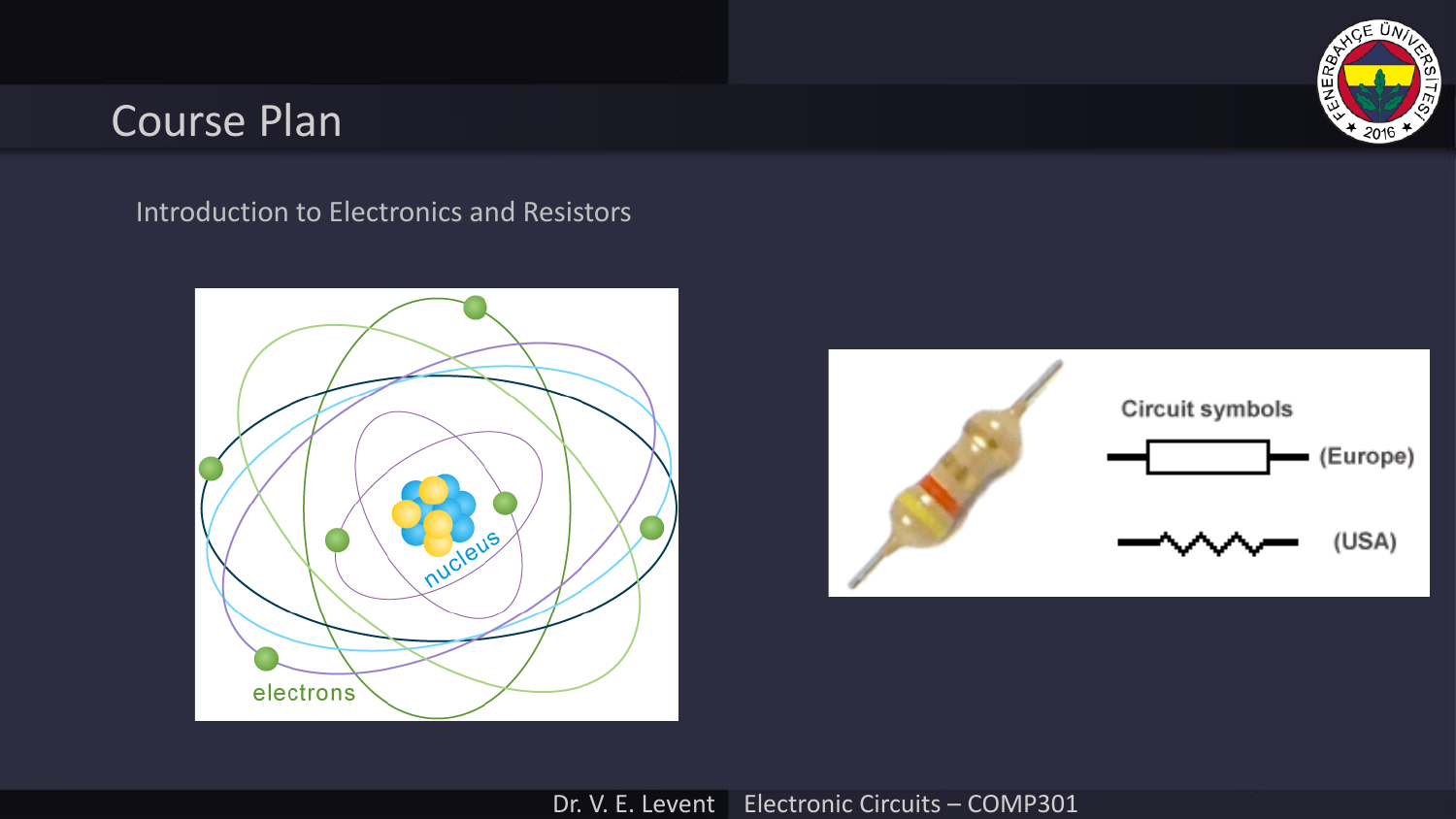# Course Plan

Introduction to Electronics and Resistors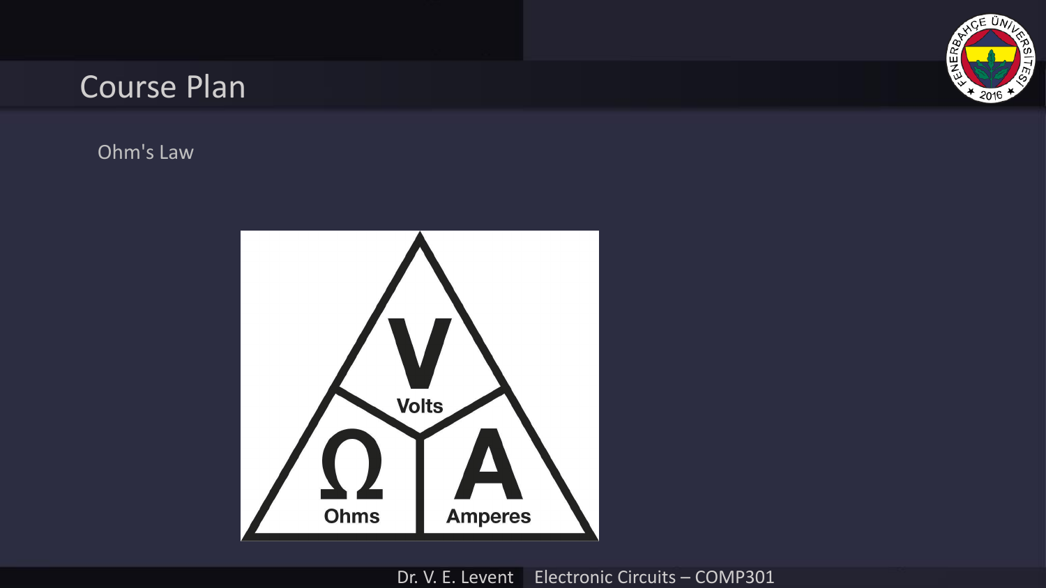# Course Plan

Ohm's Law

V
Volts

Ω
Ohms

A
Amperes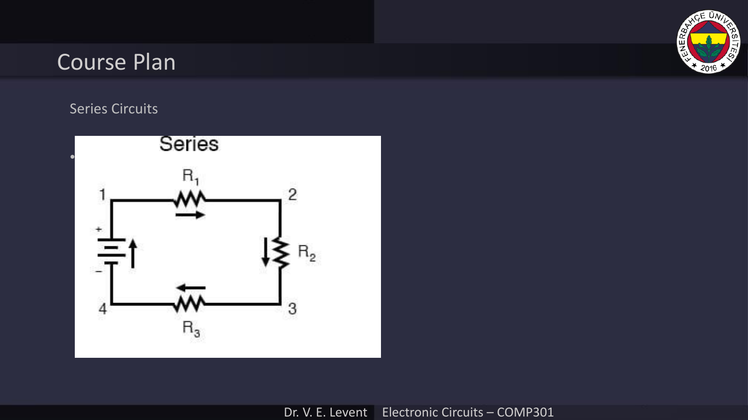# Course Plan

Series Circuits

-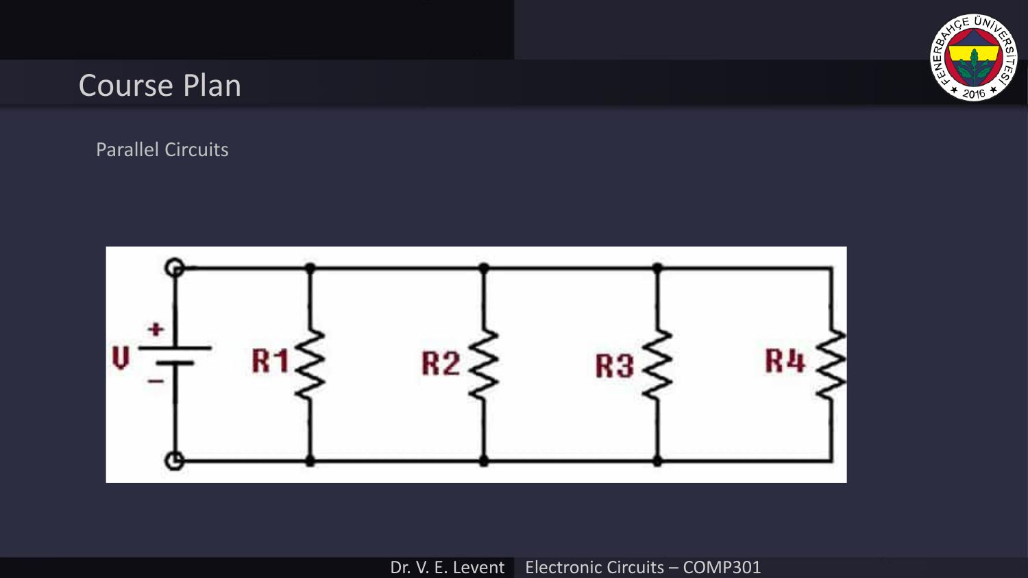# Course Plan

Parallel Circuits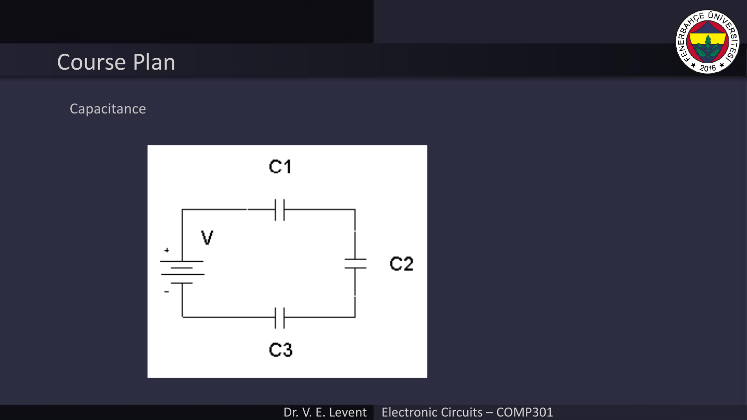# Course Plan

Capacitance

C1

V

\+

\-

C2

C3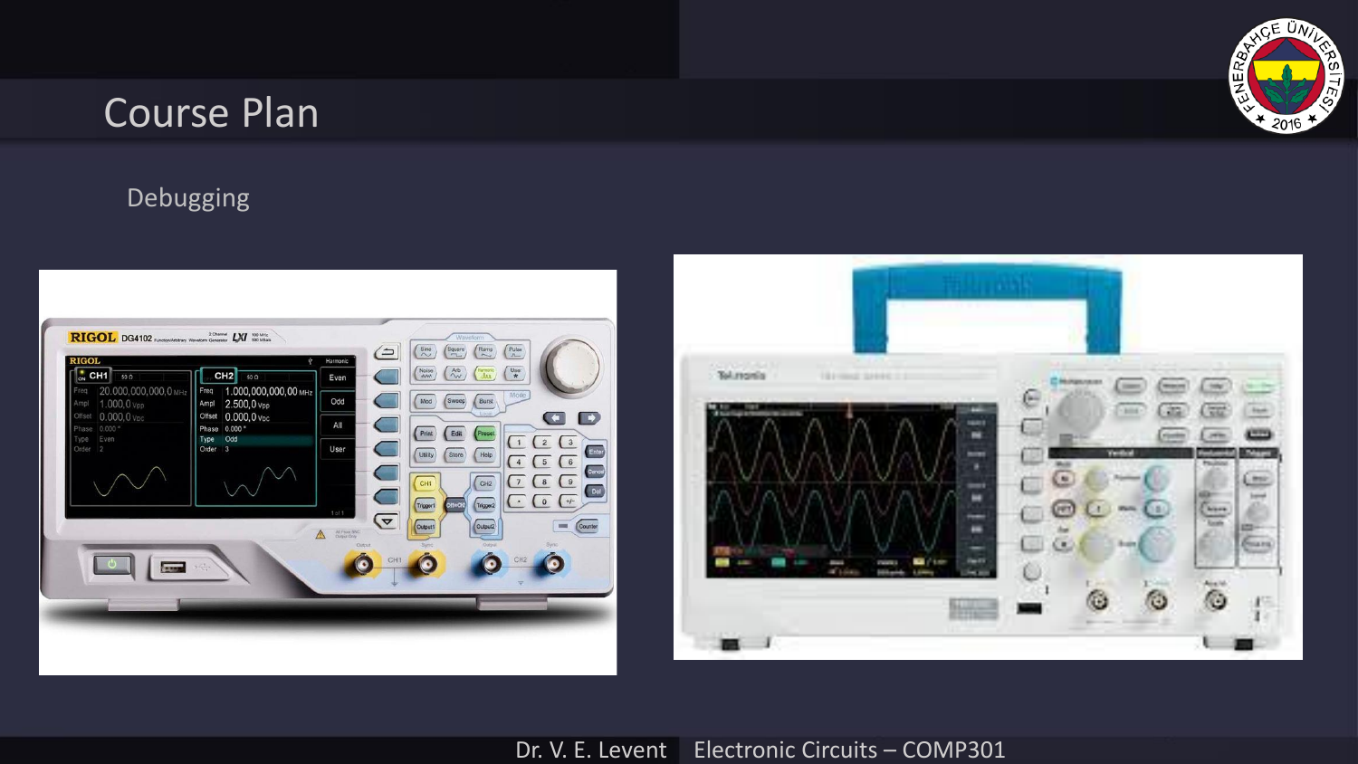# Course Plan

Debugging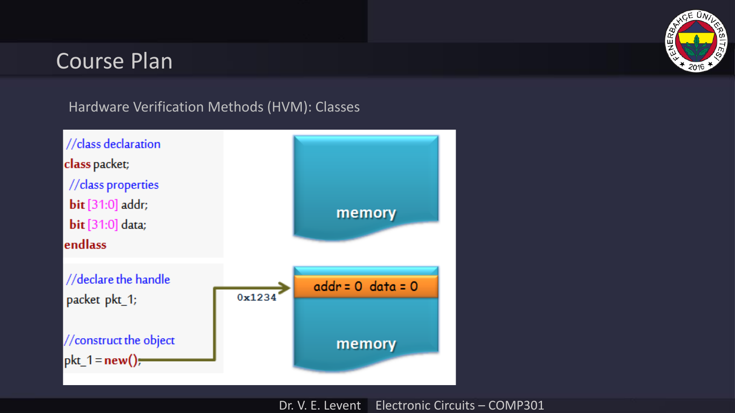# Course Plan

Hardware Verification Methods (HVM): Classes

```
//class declaration
class packet;
 //class properties
 bit [31:0] addr;
 bit [31:0] data;
endlass
```

```
//declare the handle
packet pkt_1;

//construct the object
pkt_1 = new();
```

memory

0x1234

addr = 0  data = 0

memory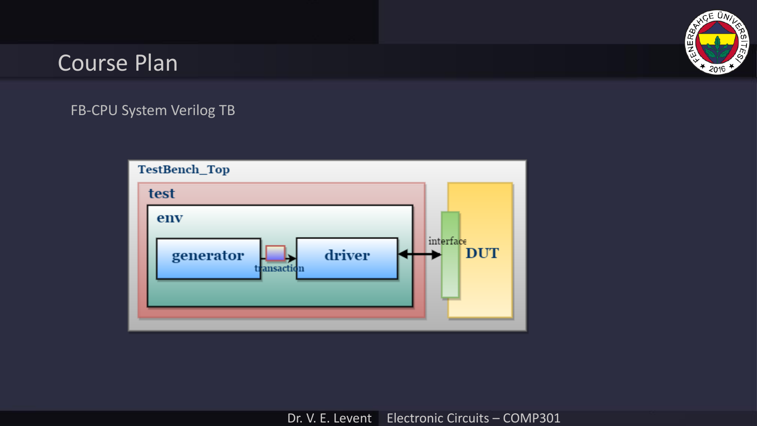# Course Plan

FB-CPU System Verilog TB

TestBench_Top

test

env

generator

transaction

driver

interface

DUT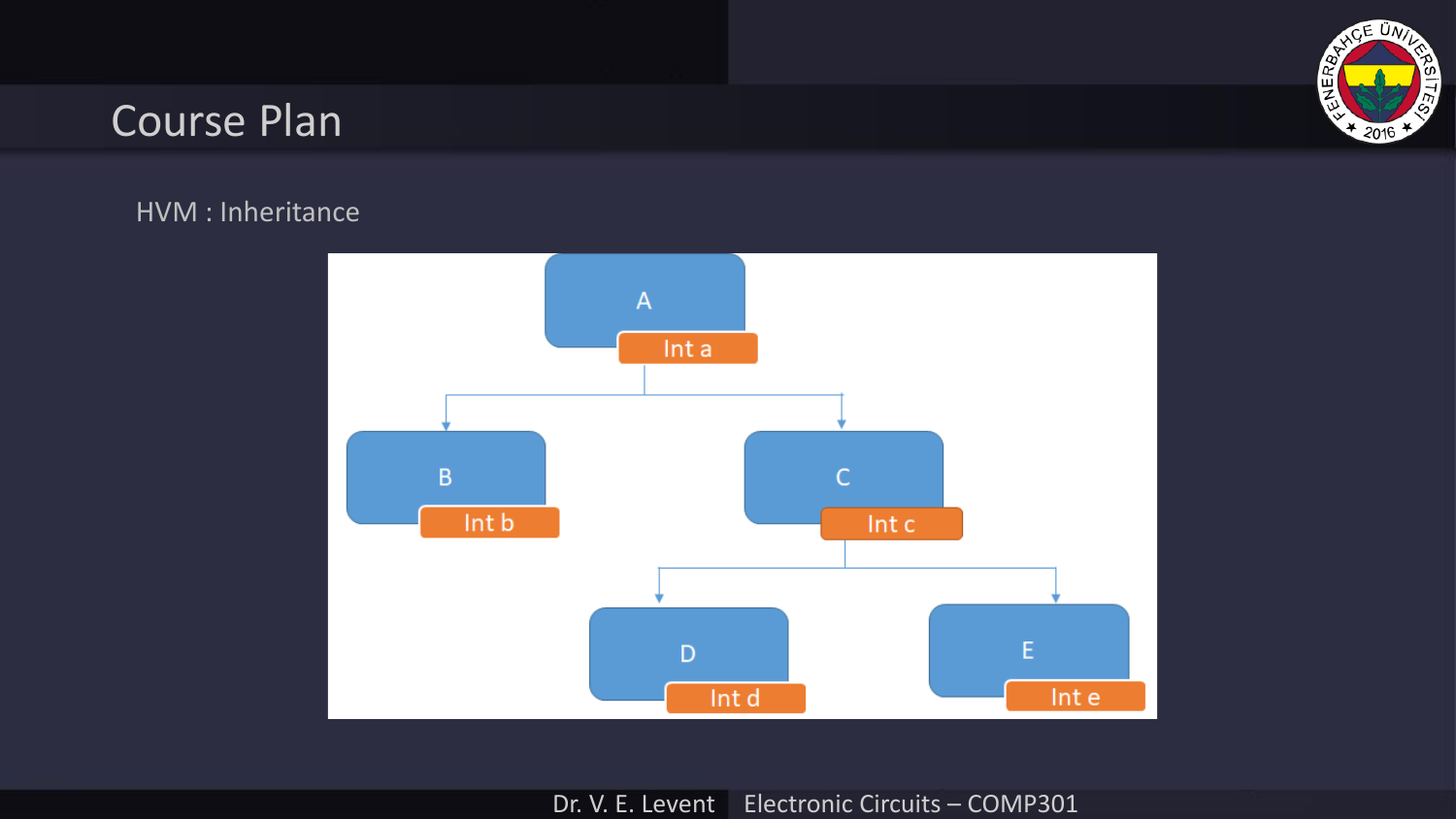# Course Plan

HVM : Inheritance

A
Int a

B
Int b

C
Int c

D
Int d

E
Int e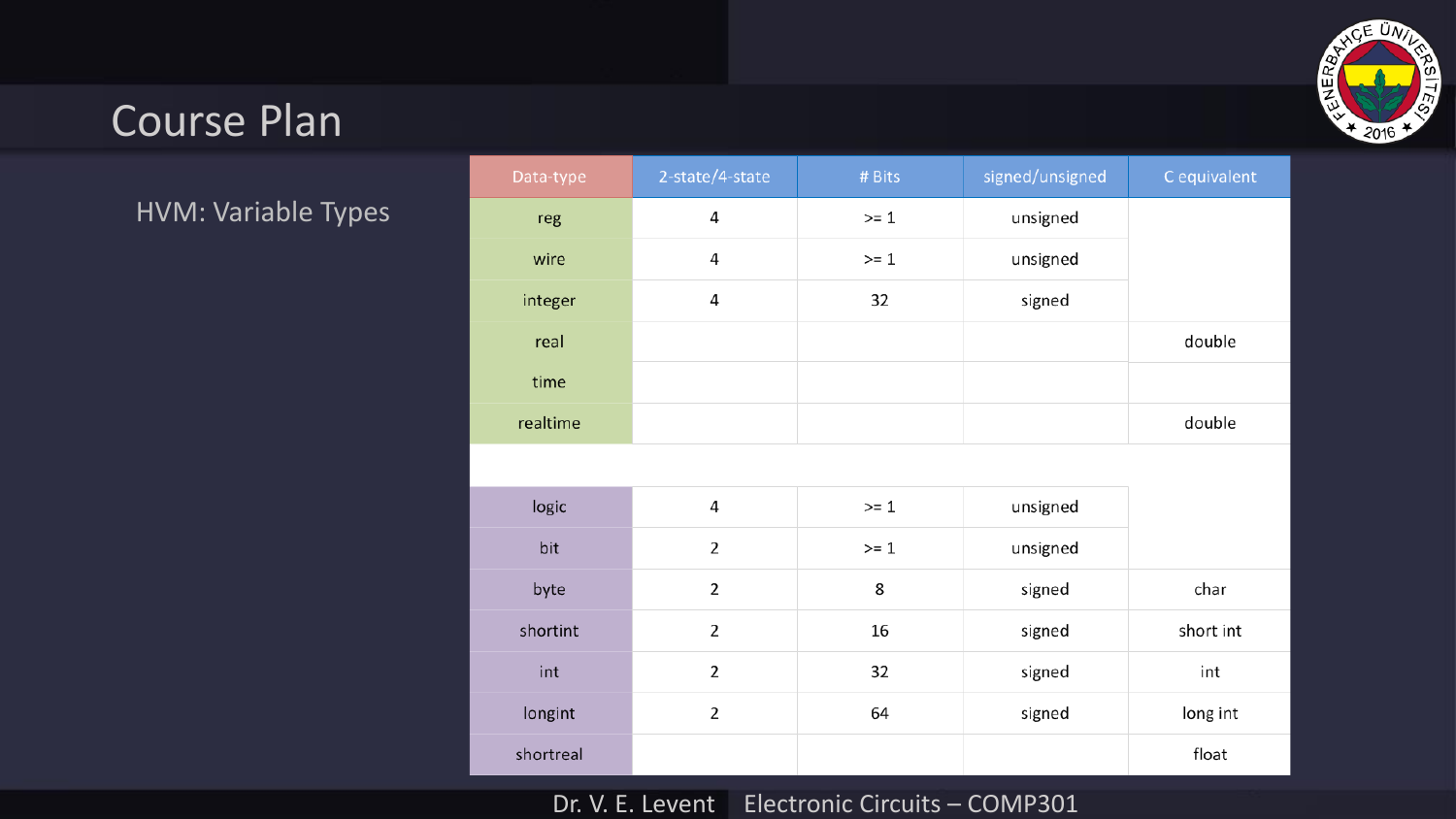# Course Plan

HVM: Variable Types

| Data-type | 2-state/4-state | # Bits | signed/unsigned | C equivalent |
|---|---|---|---|---|
| reg | 4 | >= 1 | unsigned | |
| wire | 4 | >= 1 | unsigned | |
| integer | 4 | 32 | signed | |
| real | | | | double |
| time | | | | |
| realtime | | | | double |
| | | | | |
| logic | 4 | >= 1 | unsigned | |
| bit | 2 | >= 1 | unsigned | |
| byte | 2 | 8 | signed | char |
| shortint | 2 | 16 | signed | short int |
| int | 2 | 32 | signed | int |
| longint | 2 | 64 | signed | long int |
| shortreal | | | | float |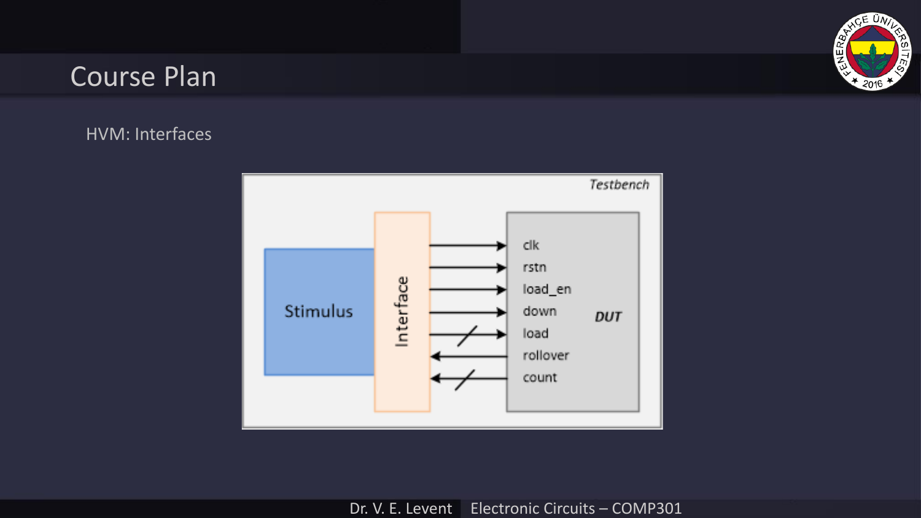# Course Plan

HVM: Interfaces

Testbench

Stimulus

Interface

clk
rstn
load_en
down
load
rollover
count

*DUT*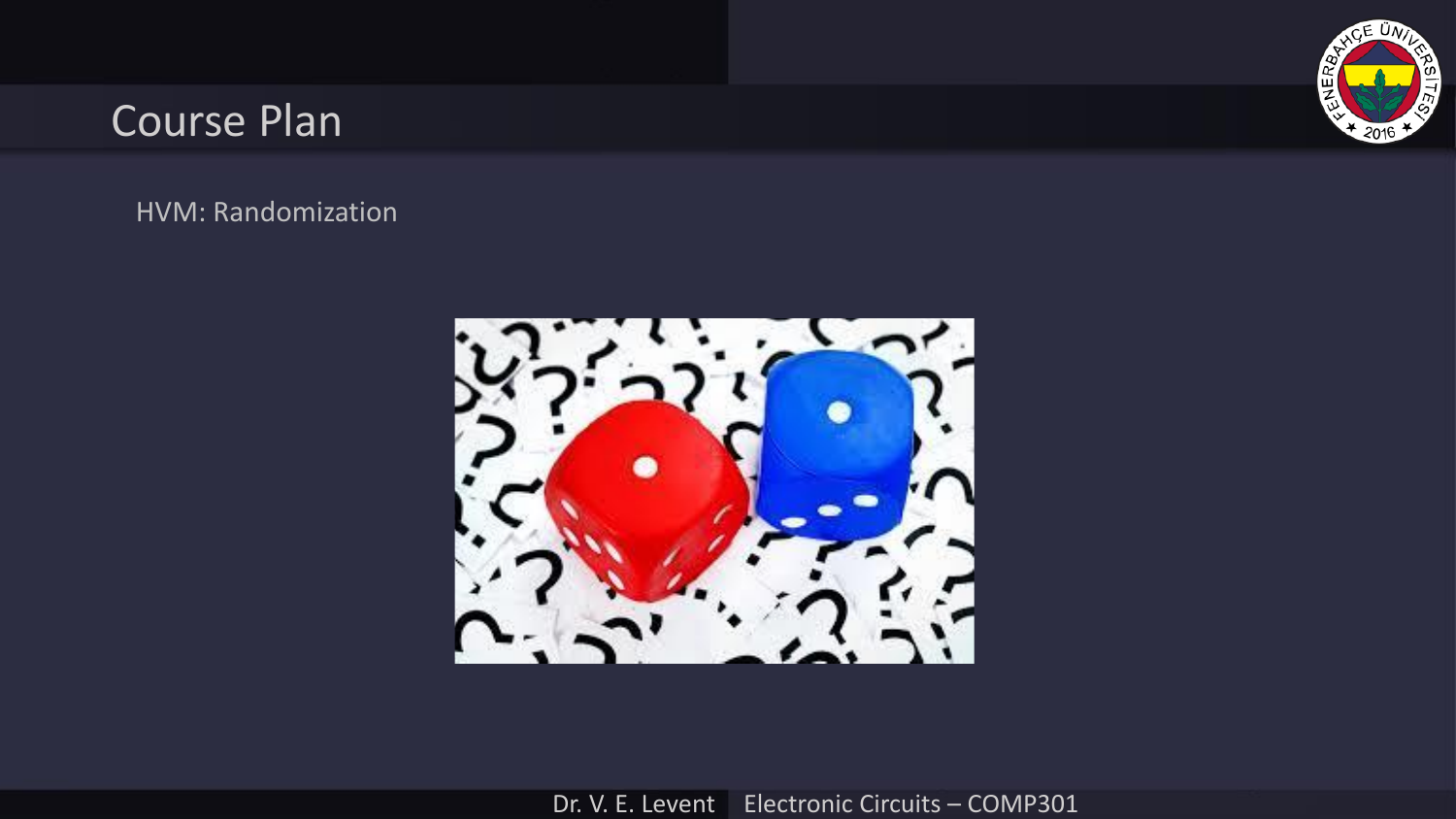# Course Plan

HVM: Randomization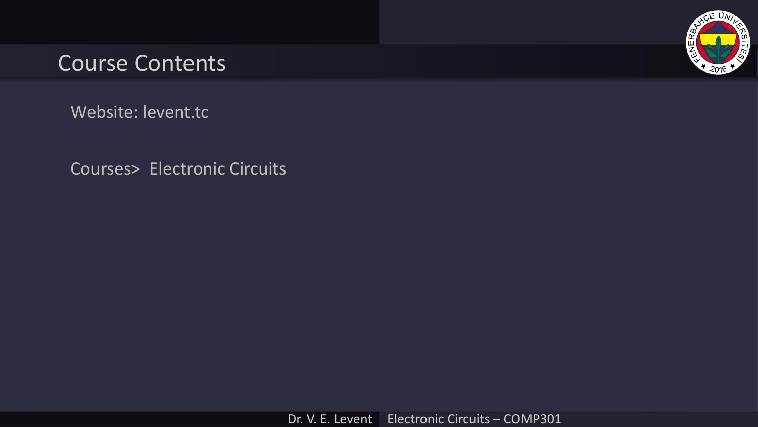# Course Contents

Website: levent.tc

Courses> Electronic Circuits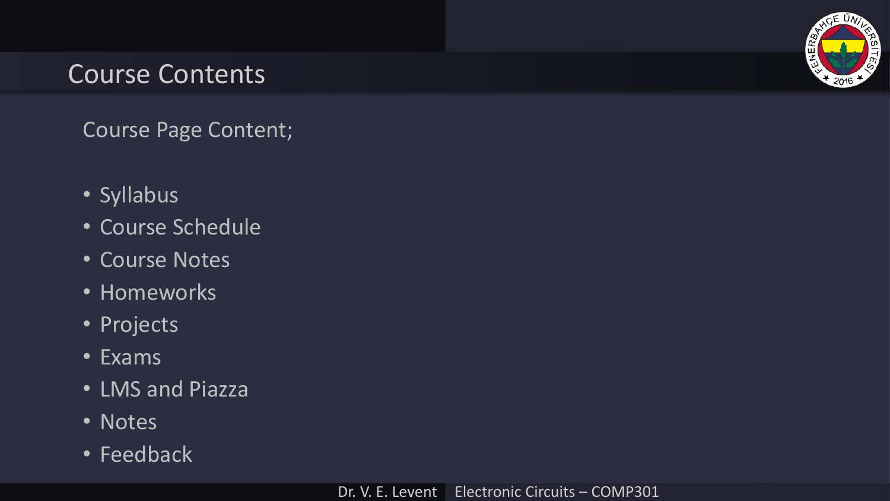# Course Contents

Course Page Content;

- Syllabus
- Course Schedule
- Course Notes
- Homeworks
- Projects
- Exams
- LMS and Piazza
- Notes
- Feedback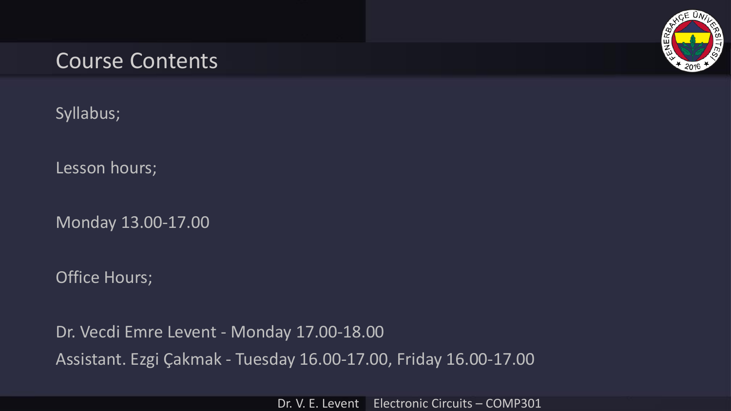# Course Contents

Syllabus;

Lesson hours;

Monday 13.00-17.00

Office Hours;

Dr. Vecdi Emre Levent - Monday 17.00-18.00

Assistant. Ezgi Çakmak - Tuesday 16.00-17.00, Friday 16.00-17.00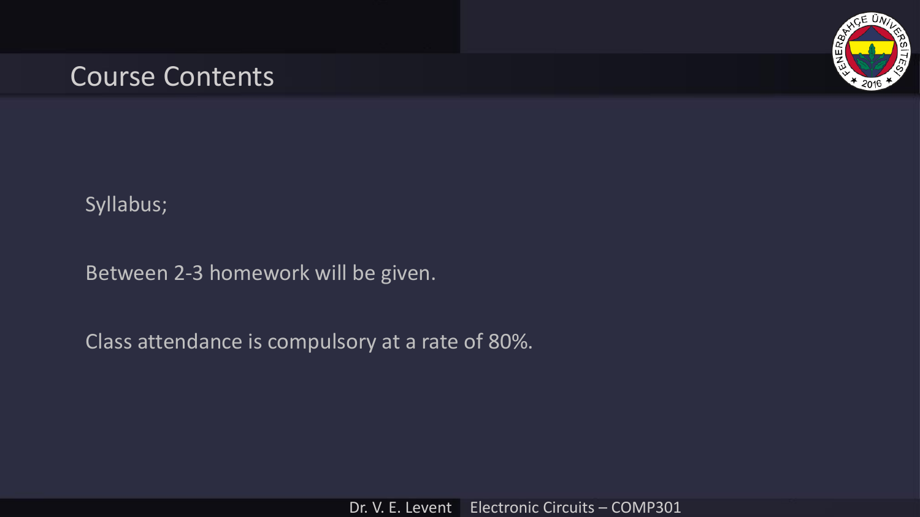# Course Contents

Syllabus;

Between 2-3 homework will be given.

Class attendance is compulsory at a rate of 80%.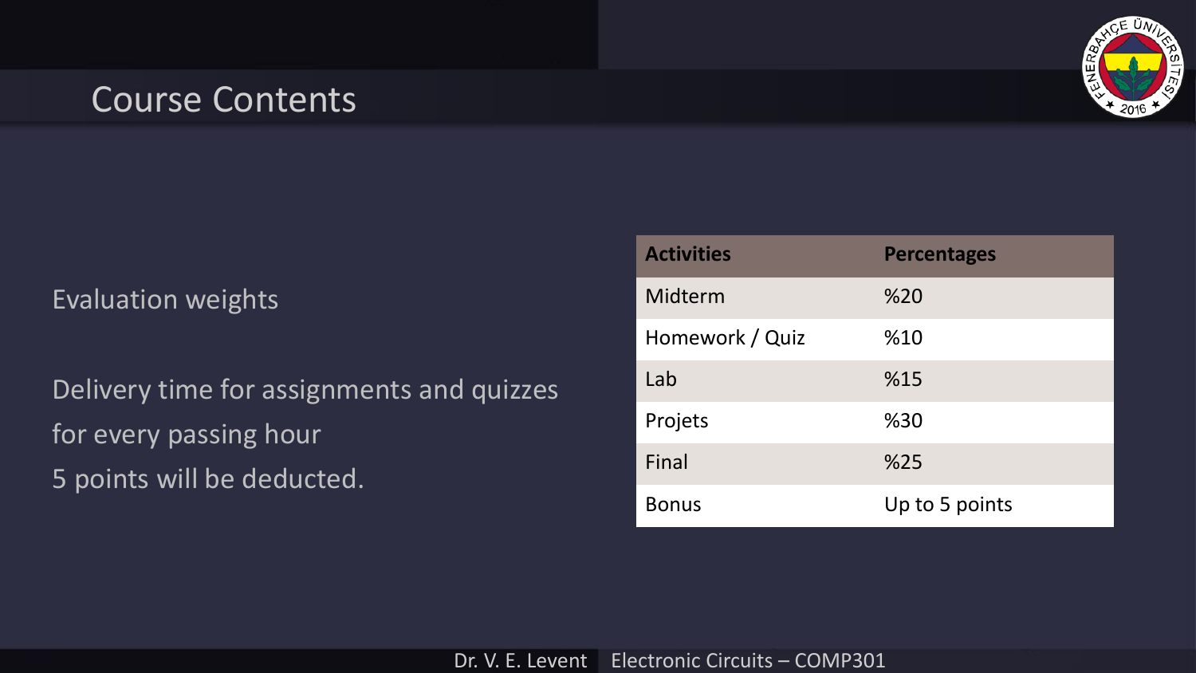## Course Contents

Evaluation weights

Delivery time for assignments and quizzes for every passing hour 5 points will be deducted.

| Activities | Percentages |
| --- | --- |
| Midterm | %20 |
| Homework / Quiz | %10 |
| Lab | %15 |
| Projets | %30 |
| Final | %25 |
| Bonus | Up to 5 points |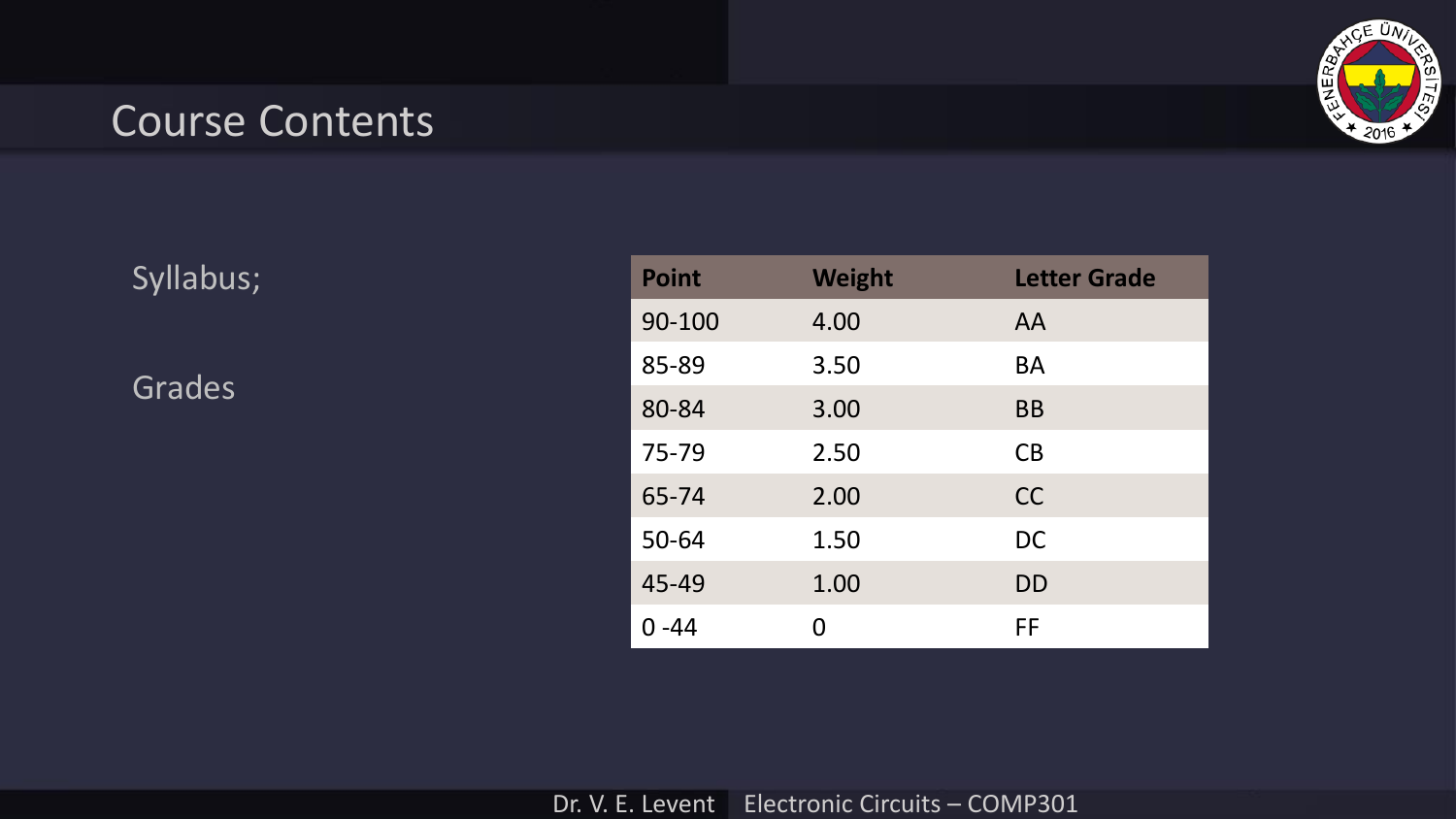# Course Contents

Syllabus;

Grades

| Point | Weight | Letter Grade |
|---|---|---|
| 90-100 | 4.00 | AA |
| 85-89 | 3.50 | BA |
| 80-84 | 3.00 | BB |
| 75-79 | 2.50 | CB |
| 65-74 | 2.00 | CC |
| 50-64 | 1.50 | DC |
| 45-49 | 1.00 | DD |
| 0 -44 | 0 | FF |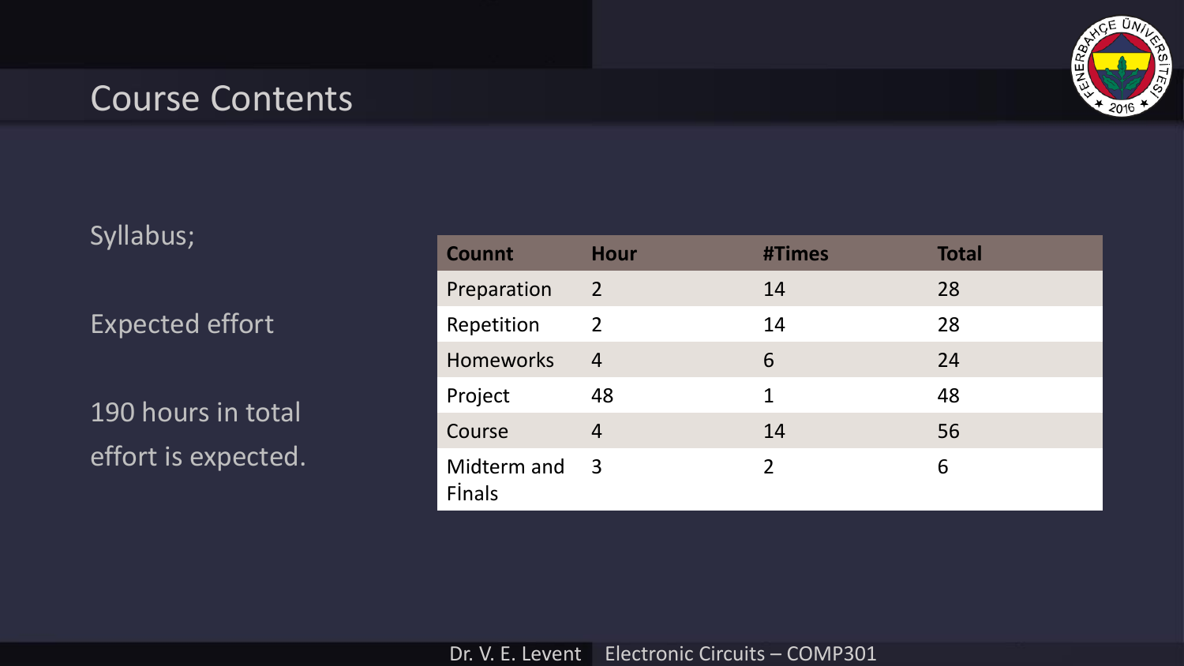## Course Contents

Syllabus;

Expected effort

190 hours in total effort is expected.

| Counnt | Hour | #Times | Total |
|---|---|---|---|
| Preparation | 2 | 14 | 28 |
| Repetition | 2 | 14 | 28 |
| Homeworks | 4 | 6 | 24 |
| Project | 48 | 1 | 48 |
| Course | 4 | 14 | 56 |
| Midterm and Fİnals | 3 | 2 | 6 |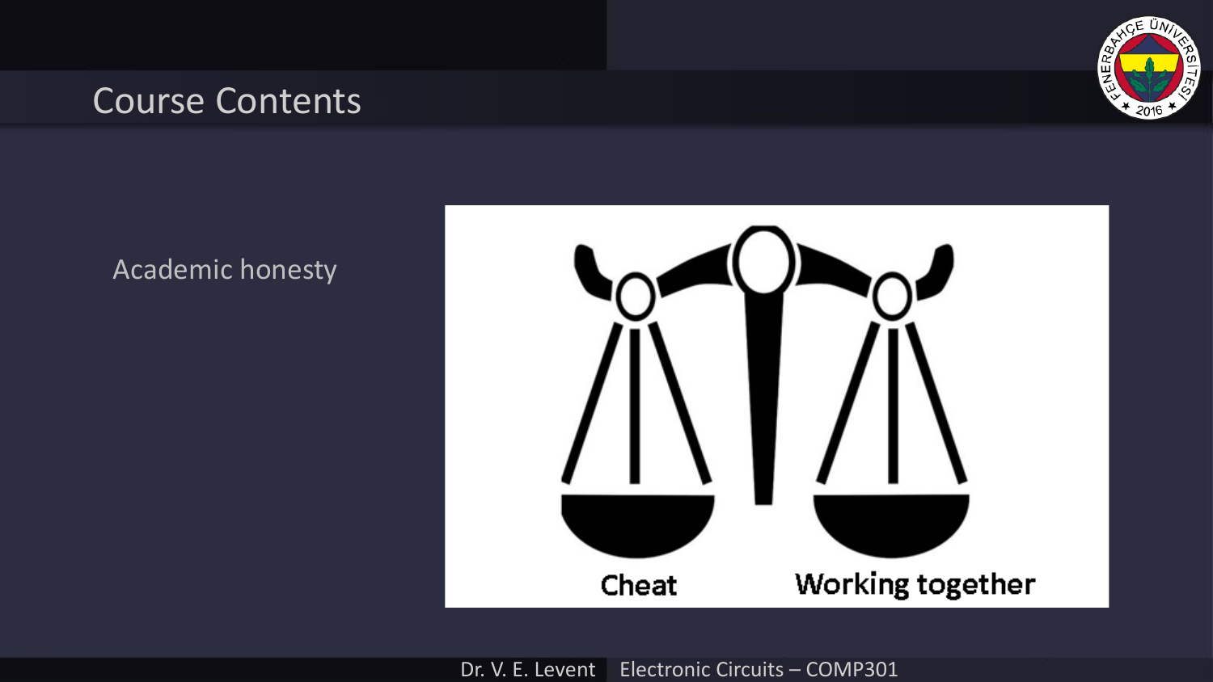# Course Contents

Academic honesty

Cheat

Working together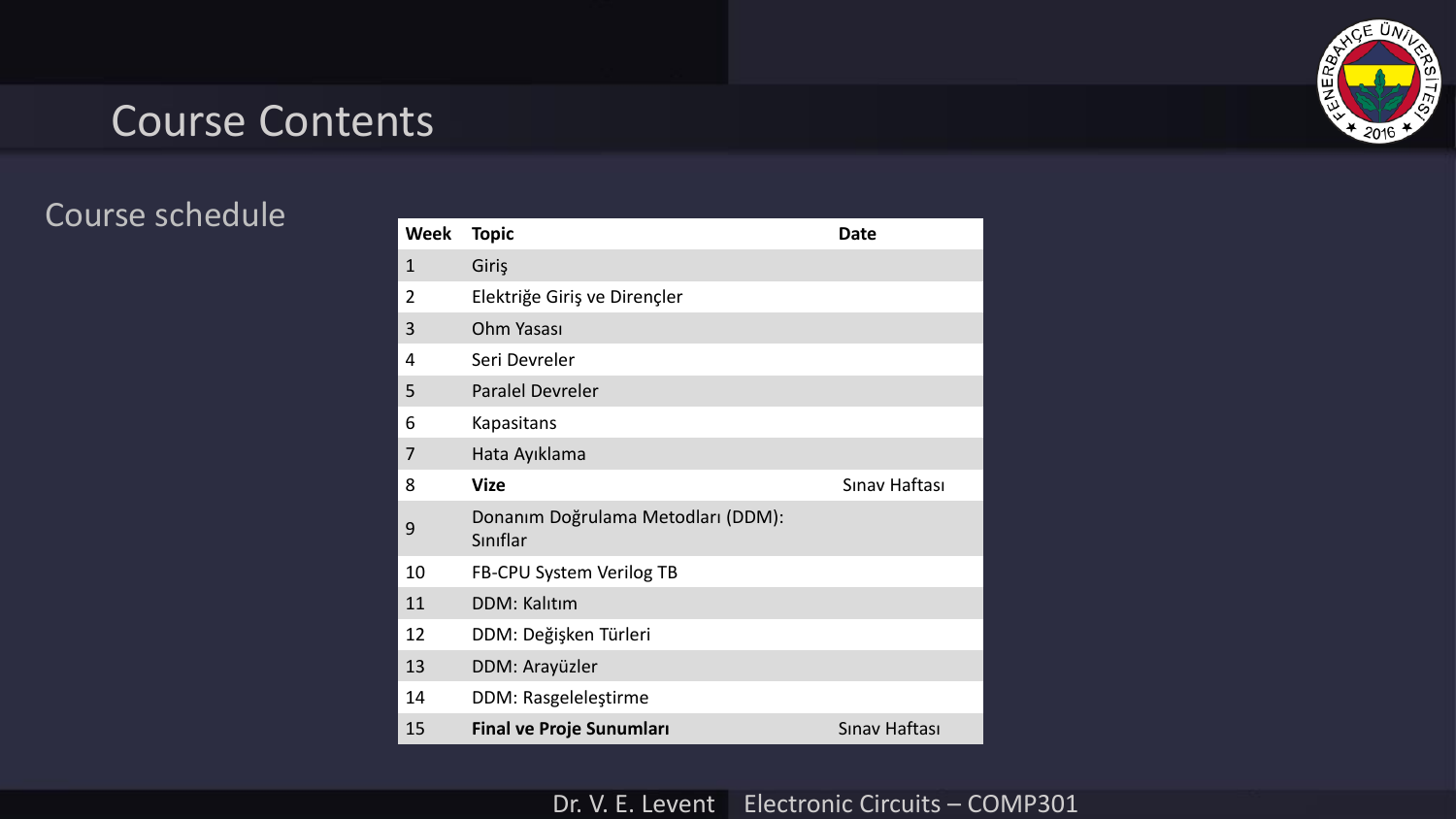# Course Contents

## Course schedule

| Week | Topic | Date |
|---|---|---|
| 1 | Giriş | |
| 2 | Elektriğe Giriş ve Dirençler | |
| 3 | Ohm Yasası | |
| 4 | Seri Devreler | |
| 5 | Paralel Devreler | |
| 6 | Kapasitans | |
| 7 | Hata Ayıklama | |
| 8 | **Vize** | Sınav Haftası |
| 9 | Donanım Doğrulama Metodları (DDM): Sınıflar | |
| 10 | FB-CPU System Verilog TB | |
| 11 | DDM: Kalıtım | |
| 12 | DDM: Değişken Türleri | |
| 13 | DDM: Arayüzler | |
| 14 | DDM: Rasgeleleştirme | |
| 15 | **Final ve Proje Sunumları** | Sınav Haftası |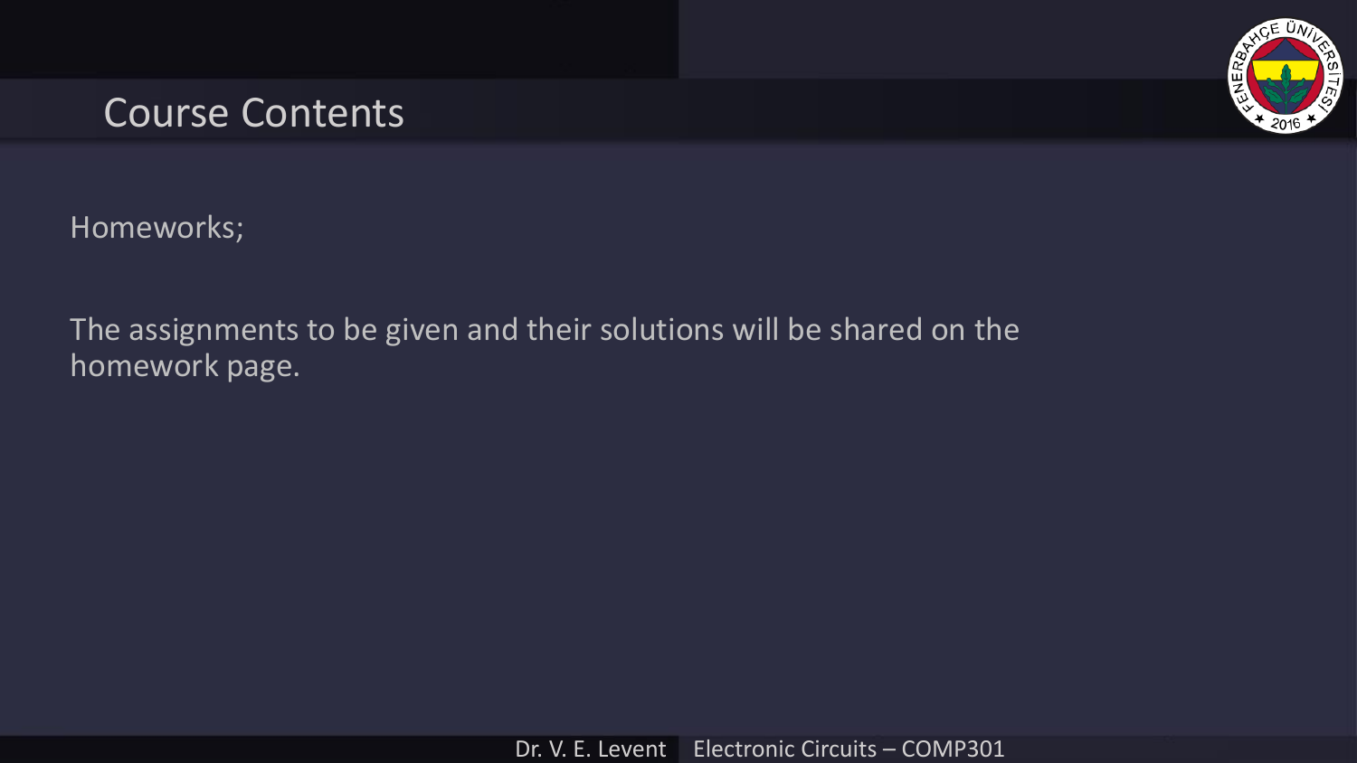# Course Contents

Homeworks;

The assignments to be given and their solutions will be shared on the homework page.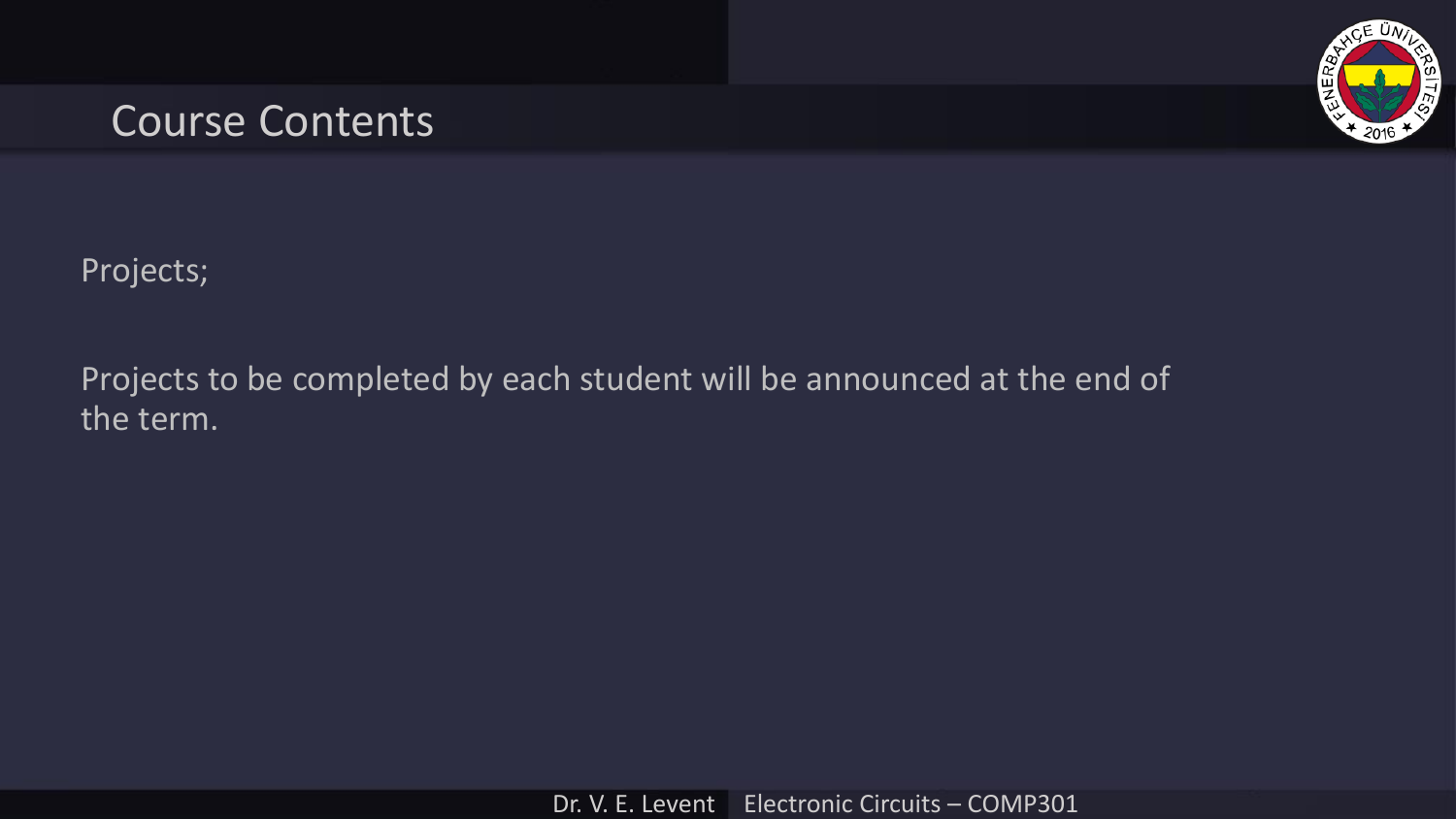# Course Contents

Projects;

Projects to be completed by each student will be announced at the end of the term.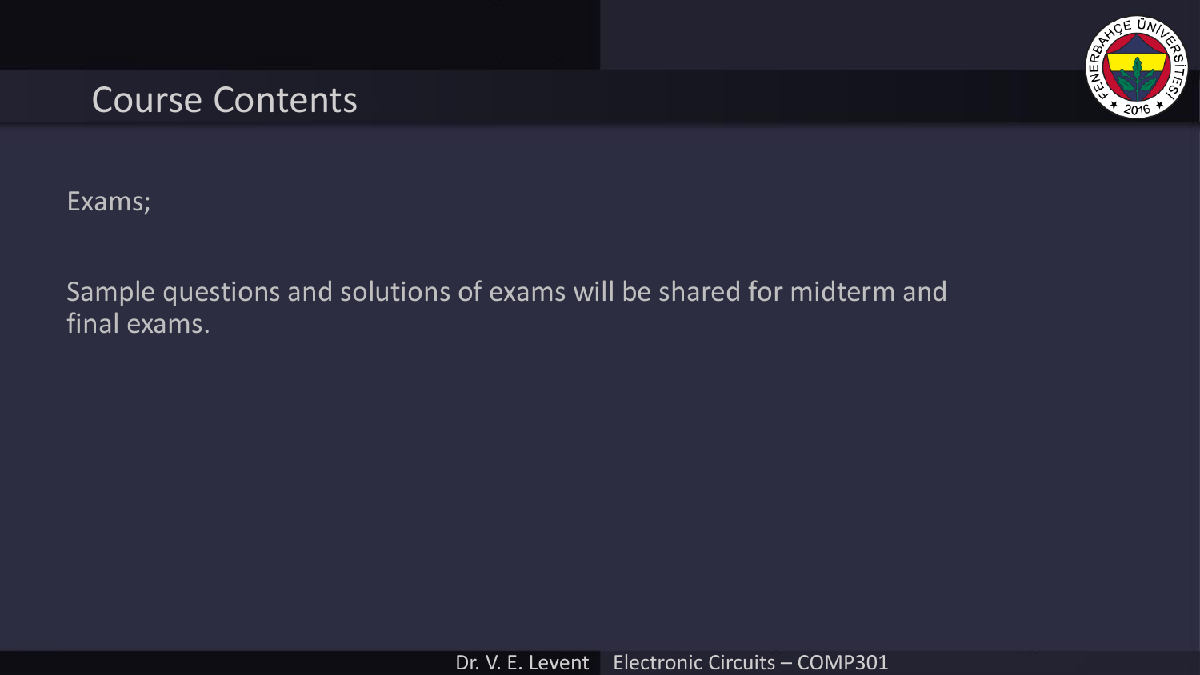# Course Contents

Exams;

Sample questions and solutions of exams will be shared for midterm and final exams.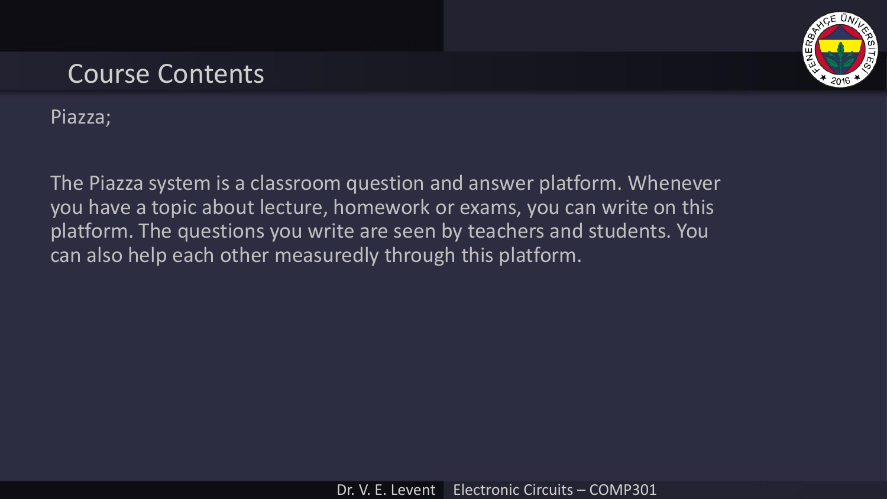# Course Contents

Piazza;

The Piazza system is a classroom question and answer platform. Whenever you have a topic about lecture, homework or exams, you can write on this platform. The questions you write are seen by teachers and students. You can also help each other measuredly through this platform.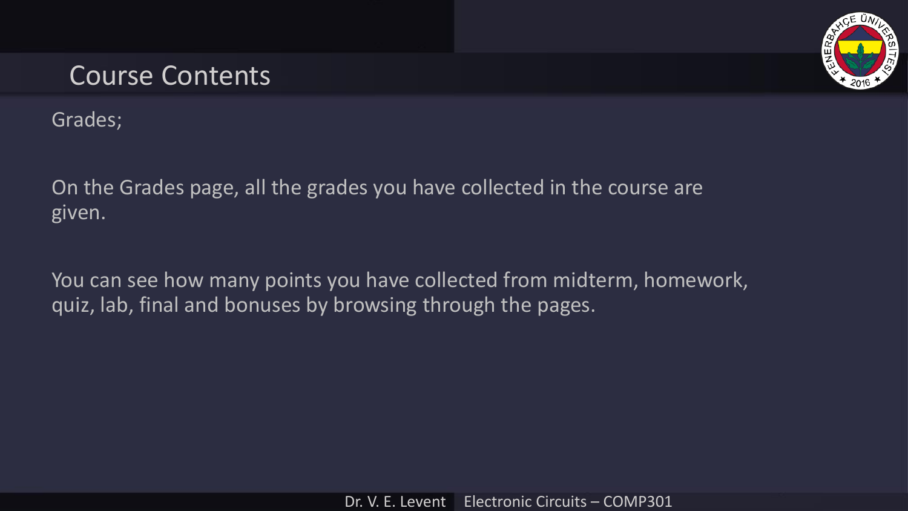## Course Contents

Grades;

On the Grades page, all the grades you have collected in the course are given.

You can see how many points you have collected from midterm, homework, quiz, lab, final and bonuses by browsing through the pages.